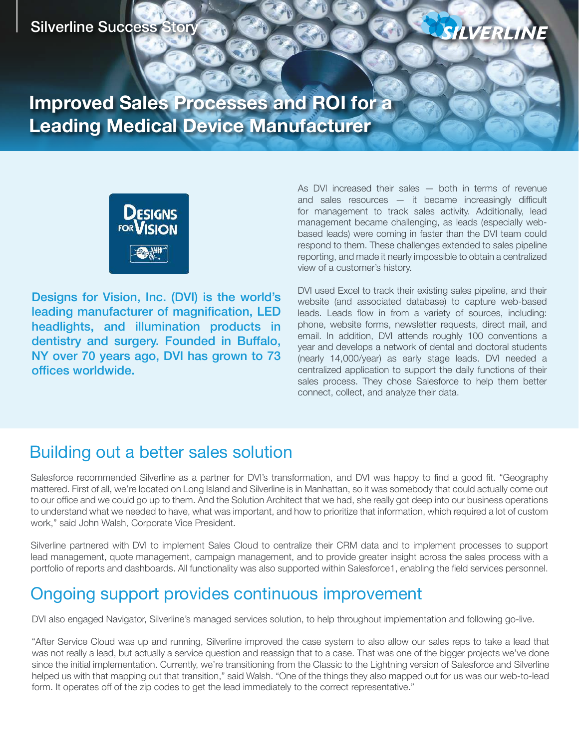Silverline Success Story

# Improved Sales Processes and ROI for a Leading Medical Device Manufacturer

**Designs for Vision, Inc. (DVI) is the world's leading manufacturer of magnification, LED headlights, and illumination products in dentistry and surgery. Founded in Buffalo, NY over 70 years ago, DVI has grown to 73 offices worldwide.**

As DVI increased their sales — both in terms of revenue and sales resources — it became increasingly difficult for management to track sales activity. Additionally, lead management became challenging, as leads (especially web-based leads) were coming in faster than the DVI team could respond to them. These challenges extended to sales pipeline reporting, and made it nearly impossible to obtain a centralized view of a customer's history.

DVI used Excel to track their existing sales pipeline, and their website (and associated database) to capture web-based leads. Leads flow in from a variety of sources, including: phone, website forms, newsletter requests, direct mail, and email. In addition, DVI attends roughly 100 conventions a year and develops a network of dental and doctoral students (nearly 14,000/year) as early stage leads. DVI needed a centralized application to support the daily functions of their sales process. They chose Salesforce to help them better connect, collect, and analyze their data.

## Building out a better sales solution

Salesforce recommended Silverline as a partner for DVI's transformation, and DVI was happy to find a good fit. "Geography mattered. First of all, we're located on Long Island and Silverline is in Manhattan, so it was somebody that could actually come out to our office and we could go up to them. And the Solution Architect that we had, she really got deep into our business operations to understand what we needed to have, what was important, and how to prioritize that information, which required a lot of custom work," said John Walsh, Corporate Vice President.

Silverline partnered with DVI to implement Sales Cloud to centralize their CRM data and to implement processes to support lead management, quote management, campaign management, and to provide greater insight across the sales process with a portfolio of reports and dashboards. All functionality was also supported within Salesforce1, enabling the field services personnel.

## Ongoing support provides continuous improvement

DVI also engaged Navigator, Silverline's managed services solution, to help throughout implementation and following go-live.

"After Service Cloud was up and running, Silverline improved the case system to also allow our sales reps to take a lead that was not really a lead, but actually a service question and reassign that to a case. That was one of the bigger projects we've done since the initial implementation. Currently, we're transitioning from the Classic to the Lightning version of Salesforce and Silverline helped us with that mapping out that transition," said Walsh. "One of the things they also mapped out for us was our web-to-lead form. It operates off of the zip codes to get the lead immediately to the correct representative."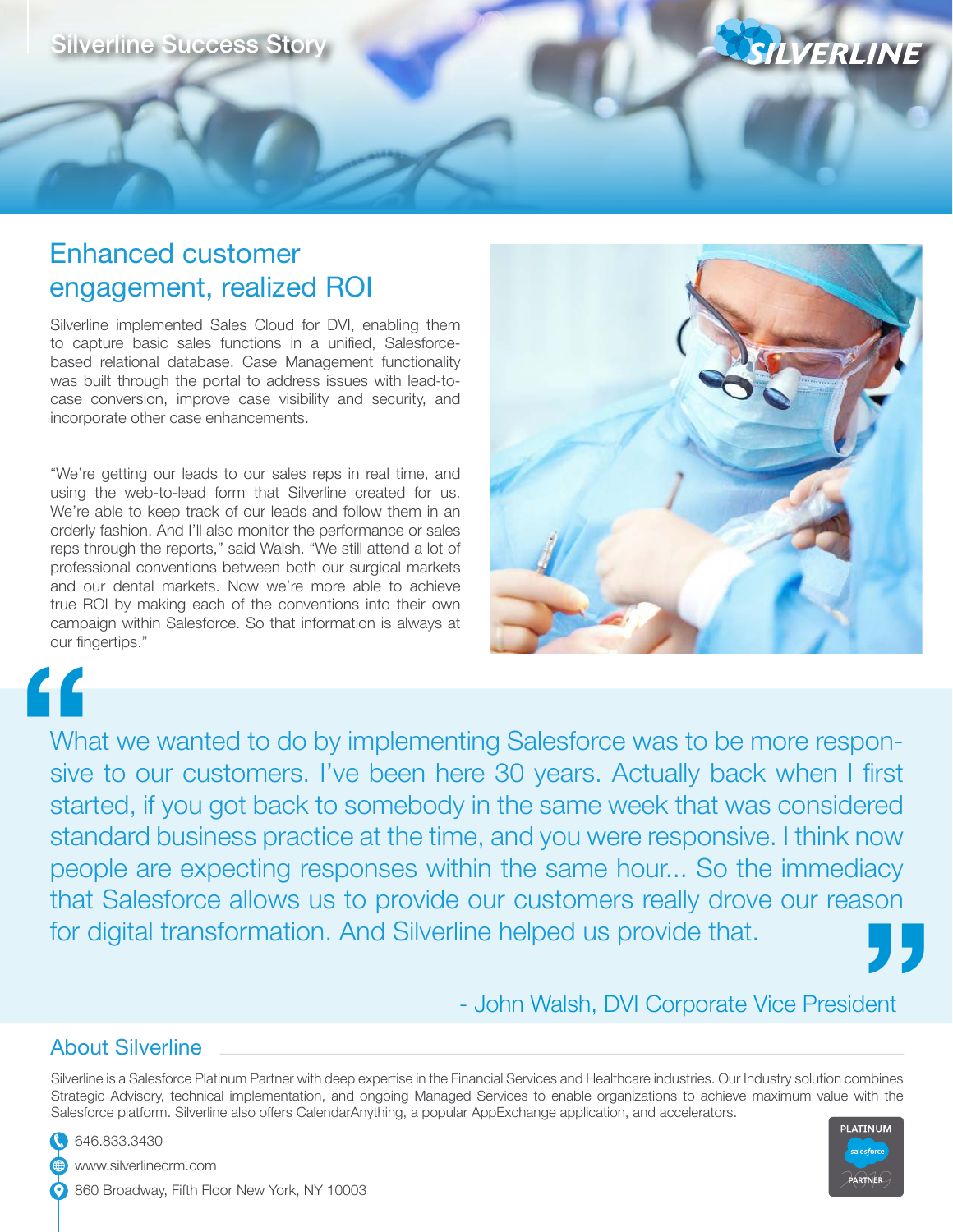Silverline Success Story

## Enhanced customer engagement, realized ROI

Silverline implemented Sales Cloud for DVI, enabling them to capture basic sales functions in a unified, Salesforce-based relational database. Case Management functionality was built through the portal to address issues with lead-to-case conversion, improve case visibility and security, and incorporate other case enhancements.

"We're getting our leads to our sales reps in real time, and using the web-to-lead form that Silverline created for us. We're able to keep track of our leads and follow them in an orderly fashion. And I'll also monitor the performance or sales reps through the reports," said Walsh. "We still attend a lot of professional conventions between both our surgical markets and our dental markets. Now we're more able to achieve true ROI by making each of the conventions into their own campaign within Salesforce. So that information is always at our fingertips."

> What we wanted to do by implementing Salesforce was to be more responsive to our customers. I've been here 30 years. Actually back when I first started, if you got back to somebody in the same week that was considered standard business practice at the time, and you were responsive. I think now people are expecting responses within the same hour... So the immediacy that Salesforce allows us to provide our customers really drove our reason for digital transformation. And Silverline helped us provide that.
>
> \- John Walsh, DVI Corporate Vice President

## About Silverline

Silverline is a Salesforce Platinum Partner with deep expertise in the Financial Services and Healthcare industries. Our Industry solution combines Strategic Advisory, technical implementation, and ongoing Managed Services to enable organizations to achieve maximum value with the Salesforce platform. Silverline also offers CalendarAnything, a popular AppExchange application, and accelerators.

646.833.3430

www.silverlinecrm.com

860 Broadway, Fifth Floor New York, NY 10003